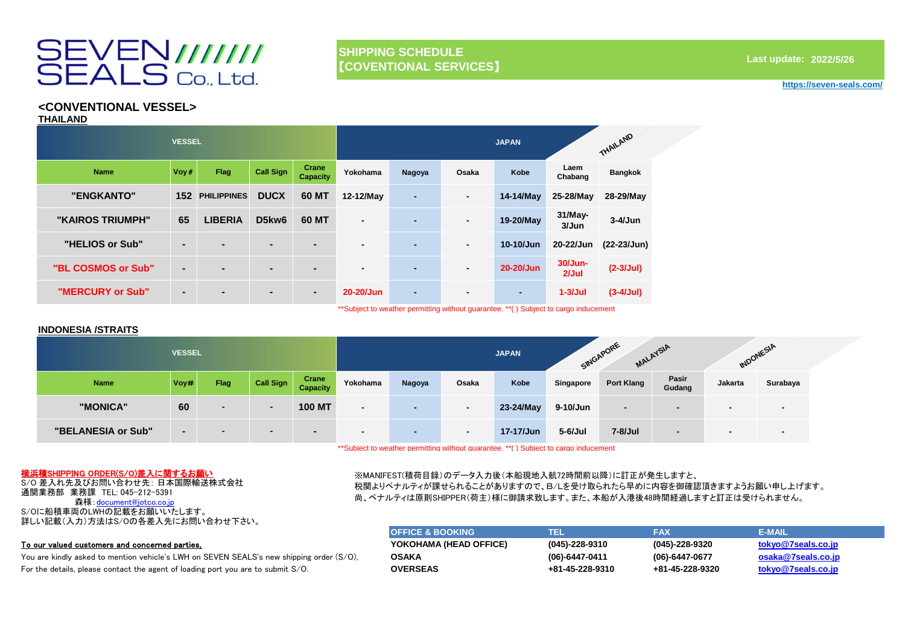SEVEN SEALS Co., Ltd.

## SHIPPING SCHEDULE 【COVENTIONAL SERVICES】

Last update: 2022/5/26

https://seven-seals.com/

## <CONVENTIONAL VESSEL>

### THAILAND

| VESSEL | | | | | JAPAN | | | | THAILAND | |
|---|---|---|---|---|---|---|---|---|---|---|
| Name | Voy# | Flag | Call Sign | Crane Capacity | Yokohama | Nagoya | Osaka | Kobe | Laem Chabang | Bangkok |
| "ENGKANTO" | 152 | PHILIPPINES | DUCX | 60 MT | 12-12/May | - | - | 14-14/May | 25-28/May | 28-29/May |
| "KAIROS TRIUMPH" | 65 | LIBERIA | D5kw6 | 60 MT | - | - | - | 19-20/May | 31/May-3/Jun | 3-4/Jun |
| "HELIOS or Sub" | - | - | - | - | - | - | - | 10-10/Jun | 20-22/Jun | (22-23/Jun) |
| "BL COSMOS or Sub" | - | - | - | - | - | - | - | 20-20/Jun | 30/Jun-2/Jul | (2-3/Jul) |
| "MERCURY or Sub" | - | - | - | - | 20-20/Jun | - | - | - | 1-3/Jul | (3-4/Jul) |

**Subject to weather permitting without guarantee. **( ) Subject to cargo inducement

### INDONESIA /STRAITS

| VESSEL | | | | | JAPAN | | | | SINGAPORE | MALAYSIA | | INDONESIA | |
|---|---|---|---|---|---|---|---|---|---|---|---|---|---|
| Name | Voy# | Flag | Call Sign | Crane Capacity | Yokohama | Nagoya | Osaka | Kobe | Singapore | Port Klang | Pasir Gudang | Jakarta | Surabaya |
| "MONICA" | 60 | - | - | 100 MT | - | - | - | 23-24/May | 9-10/Jun | - | - | - | - |
| "BELANESIA or Sub" | - | - | - | - | - | - | - | 17-17/Jun | 5-6/Jul | 7-8/Jul | - | - | - |

**Subject to weather permitting without guarantee. **( ) Subject to cargo inducement

**横浜積SHIPPING ORDER(S/O)差入に関するお願い**

S/O 差入れ先及びお問い合わせ先：日本国際輸送株式会社
通関業務部　業務課　TEL: 045-212-5391
森様：document@jotco.co.jp
S/Oに船積車両のLWHの記載をお願いいたします。
詳しい記載（入力）方法はS/Oの各差入先にお問い合わせ下さい。

**To our valued customers and concerned parties,**

You are kindly asked to mention vehicle's LWH on SEVEN SEALS's new shipping order (S/O),
For the details, please contact the agent of loading port you are to submit S/O.

※MANIFEST(積荷目録)のデータ入力後（本船現地入航72時間前以降）に訂正が発生しますと、
税関よりペナルティが課せられることがありますので、B/Lを受け取られたら早めに内容を御確認頂きますようお願い申し上げます。
尚、ペナルティは原則SHIPPER(荷主)様に御請求致します。また、本船が入港後48時間経過しますと訂正は受けられません。

| OFFICE & BOOKING | TEL | FAX | E-MAIL |
|---|---|---|---|
| YOKOHAMA (HEAD OFFICE) | (045)-228-9310 | (045)-228-9320 | tokyo@7seals.co.jp |
| OSAKA | (06)-6447-0411 | (06)-6447-0677 | osaka@7seals.co.jp |
| OVERSEAS | +81-45-228-9310 | +81-45-228-9320 | tokyo@7seals.co.jp |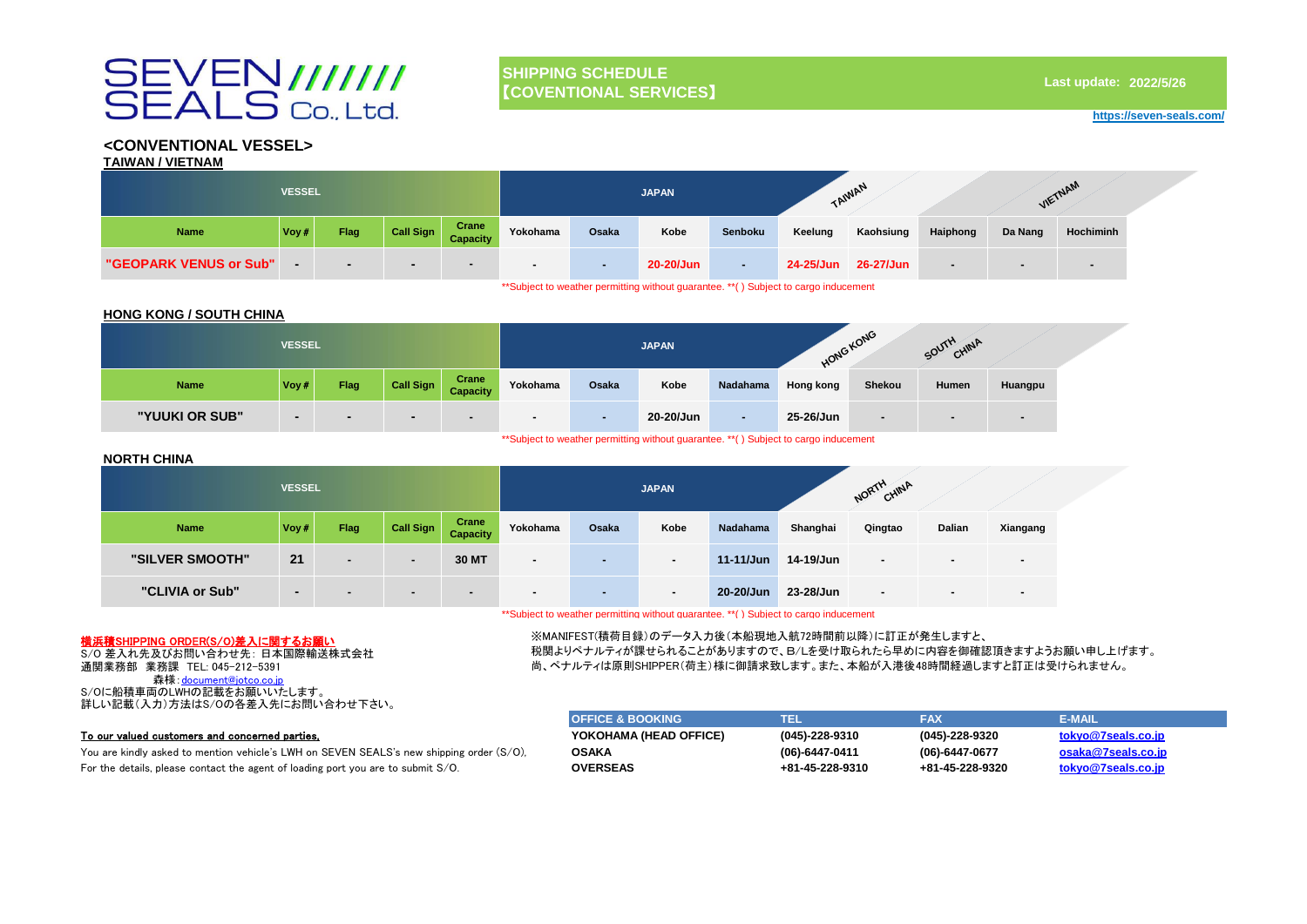# SEVEN SEALS Co., Ltd.

**SHIPPING SCHEDULE**
**【COVENTIONAL SERVICES】**

Last update: 2022/5/26

https://seven-seals.com/

## <CONVENTIONAL VESSEL>

### TAIWAN / VIETNAM

| VESSEL | | | | | JAPAN | | | | TAIWAN | | VIETNAM | | |
|---|---|---|---|---|---|---|---|---|---|---|---|---|---|
| Name | Voy # | Flag | Call Sign | Crane Capacity | Yokohama | Osaka | Kobe | Senboku | Keelung | Kaohsiung | Haiphong | Da Nang | Hochiminh |
| "GEOPARK VENUS or Sub" | - | - | - | - | - | - | 20-20/Jun | - | 24-25/Jun | 26-27/Jun | - | - | - |

**Subject to weather permitting without guarantee. **( ) Subject to cargo inducement

### HONG KONG / SOUTH CHINA

| VESSEL | | | | | JAPAN | | | | HONG KONG | SOUTH CHINA | | |
|---|---|---|---|---|---|---|---|---|---|---|---|---|
| Name | Voy # | Flag | Call Sign | Crane Capacity | Yokohama | Osaka | Kobe | Nadahama | Hong kong | Shekou | Humen | Huangpu |
| "YUUKI OR SUB" | - | - | - | - | - | - | 20-20/Jun | - | 25-26/Jun | - | - | - |

**Subject to weather permitting without guarantee. **( ) Subject to cargo inducement

### NORTH CHINA

| VESSEL | | | | | JAPAN | | | | NORTH CHINA | | | |
|---|---|---|---|---|---|---|---|---|---|---|---|---|
| Name | Voy # | Flag | Call Sign | Crane Capacity | Yokohama | Osaka | Kobe | Nadahama | Shanghai | Qingtao | Dalian | Xiangang |
| "SILVER SMOOTH" | 21 | - | - | 30 MT | - | - | - | 11-11/Jun | 14-19/Jun | - | - | - |
| "CLIVIA or Sub" | - | - | - | - | - | - | - | 20-20/Jun | 23-28/Jun | - | - | - |

**Subject to weather permitting without guarantee. **( ) Subject to cargo inducement

**横浜積SHIPPING ORDER(S/O)差入に関するお願い**
S/O 差入れ先及びお問い合わせ先: 日本国際輸送株式会社
通関業務部　業務課　TEL: 045-212-5391
森様: document@jotco.co.jp
S/Oに船積車両のLWHの記載をお願いいたします。
詳しい記載（入力）方法はS/Oの各差入先にお問い合わせ下さい。

**To our valued customers and concerned parties,**
You are kindly asked to mention vehicle's LWH on SEVEN SEALS's new shipping order (S/O),
For the details, please contact the agent of loading port you are to submit S/O.

※MANIFEST(積荷目録)のデータ入力後（本船現地入航72時間前以降）に訂正が発生しますと、
税関よりペナルティが課せられることがありますので、B/Lを受け取られたら早めに内容を御確認頂きますようお願い申し上げます。
尚、ペナルティは原則SHIPPER(荷主)様に御請求致します。また、本船が入港後48時間経過しますと訂正は受けられません。

| OFFICE & BOOKING | TEL | FAX | E-MAIL |
|---|---|---|---|
| YOKOHAMA (HEAD OFFICE) | (045)-228-9310 | (045)-228-9320 | tokyo@7seals.co.jp |
| OSAKA | (06)-6447-0411 | (06)-6447-0677 | osaka@7seals.co.jp |
| OVERSEAS | +81-45-228-9310 | +81-45-228-9320 | tokyo@7seals.co.jp |